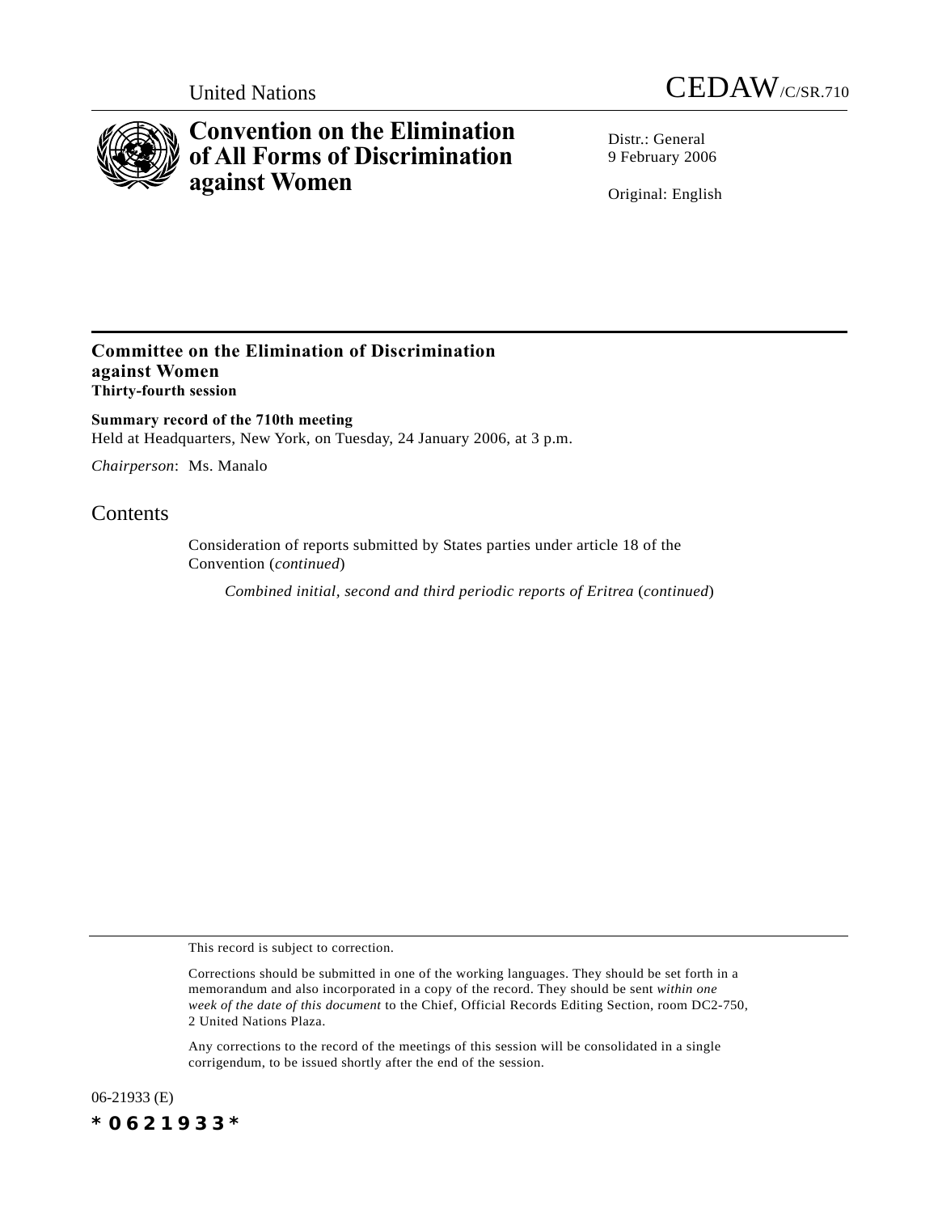United Nations

CEDAW/C/SR.710

# Convention on the Elimination of All Forms of Discrimination against Women

Distr.: General
9 February 2006

Original: English

## Committee on the Elimination of Discrimination against Women
**Thirty-fourth session**

**Summary record of the 710th meeting**
Held at Headquarters, New York, on Tuesday, 24 January 2006, at 3 p.m.

*Chairperson*: Ms. Manalo

## Contents

Consideration of reports submitted by States parties under article 18 of the Convention (*continued*)

*Combined initial, second and third periodic reports of Eritrea* (*continued*)

This record is subject to correction.

Corrections should be submitted in one of the working languages. They should be set forth in a memorandum and also incorporated in a copy of the record. They should be sent *within one week of the date of this document* to the Chief, Official Records Editing Section, room DC2-750, 2 United Nations Plaza.

Any corrections to the record of the meetings of this session will be consolidated in a single corrigendum, to be issued shortly after the end of the session.

06-21933 (E)

*0621933*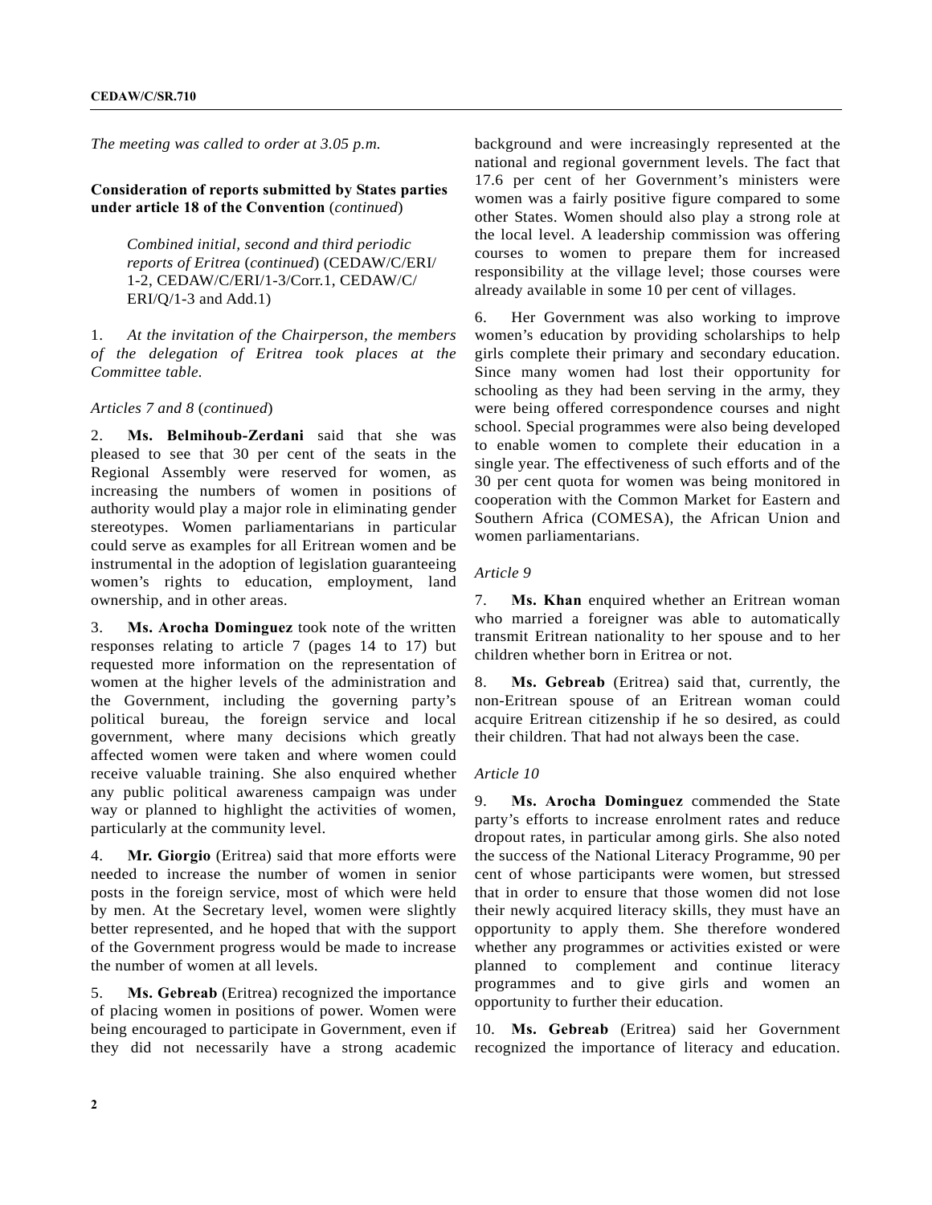*The meeting was called to order at 3.05 p.m.*

**Consideration of reports submitted by States parties under article 18 of the Convention** (*continued*)

*Combined initial, second and third periodic reports of Eritrea* (*continued*) (CEDAW/C/ERI/1-2, CEDAW/C/ERI/1-3/Corr.1, CEDAW/C/ERI/Q/1-3 and Add.1)

1. *At the invitation of the Chairperson, the members of the delegation of Eritrea took places at the Committee table.*

*Articles 7 and 8* (*continued*)

2. **Ms. Belmihoub-Zerdani** said that she was pleased to see that 30 per cent of the seats in the Regional Assembly were reserved for women, as increasing the numbers of women in positions of authority would play a major role in eliminating gender stereotypes. Women parliamentarians in particular could serve as examples for all Eritrean women and be instrumental in the adoption of legislation guaranteeing women's rights to education, employment, land ownership, and in other areas.

3. **Ms. Arocha Dominguez** took note of the written responses relating to article 7 (pages 14 to 17) but requested more information on the representation of women at the higher levels of the administration and the Government, including the governing party's political bureau, the foreign service and local government, where many decisions which greatly affected women were taken and where women could receive valuable training. She also enquired whether any public political awareness campaign was under way or planned to highlight the activities of women, particularly at the community level.

4. **Mr. Giorgio** (Eritrea) said that more efforts were needed to increase the number of women in senior posts in the foreign service, most of which were held by men. At the Secretary level, women were slightly better represented, and he hoped that with the support of the Government progress would be made to increase the number of women at all levels.

5. **Ms. Gebreab** (Eritrea) recognized the importance of placing women in positions of power. Women were being encouraged to participate in Government, even if they did not necessarily have a strong academic background and were increasingly represented at the national and regional government levels. The fact that 17.6 per cent of her Government's ministers were women was a fairly positive figure compared to some other States. Women should also play a strong role at the local level. A leadership commission was offering courses to women to prepare them for increased responsibility at the village level; those courses were already available in some 10 per cent of villages.

6. Her Government was also working to improve women's education by providing scholarships to help girls complete their primary and secondary education. Since many women had lost their opportunity for schooling as they had been serving in the army, they were being offered correspondence courses and night school. Special programmes were also being developed to enable women to complete their education in a single year. The effectiveness of such efforts and of the 30 per cent quota for women was being monitored in cooperation with the Common Market for Eastern and Southern Africa (COMESA), the African Union and women parliamentarians.

*Article 9*

7. **Ms. Khan** enquired whether an Eritrean woman who married a foreigner was able to automatically transmit Eritrean nationality to her spouse and to her children whether born in Eritrea or not.

8. **Ms. Gebreab** (Eritrea) said that, currently, the non-Eritrean spouse of an Eritrean woman could acquire Eritrean citizenship if he so desired, as could their children. That had not always been the case.

*Article 10*

9. **Ms. Arocha Dominguez** commended the State party's efforts to increase enrolment rates and reduce dropout rates, in particular among girls. She also noted the success of the National Literacy Programme, 90 per cent of whose participants were women, but stressed that in order to ensure that those women did not lose their newly acquired literacy skills, they must have an opportunity to apply them. She therefore wondered whether any programmes or activities existed or were planned to complement and continue literacy programmes and to give girls and women an opportunity to further their education.

10. **Ms. Gebreab** (Eritrea) said her Government recognized the importance of literacy and education.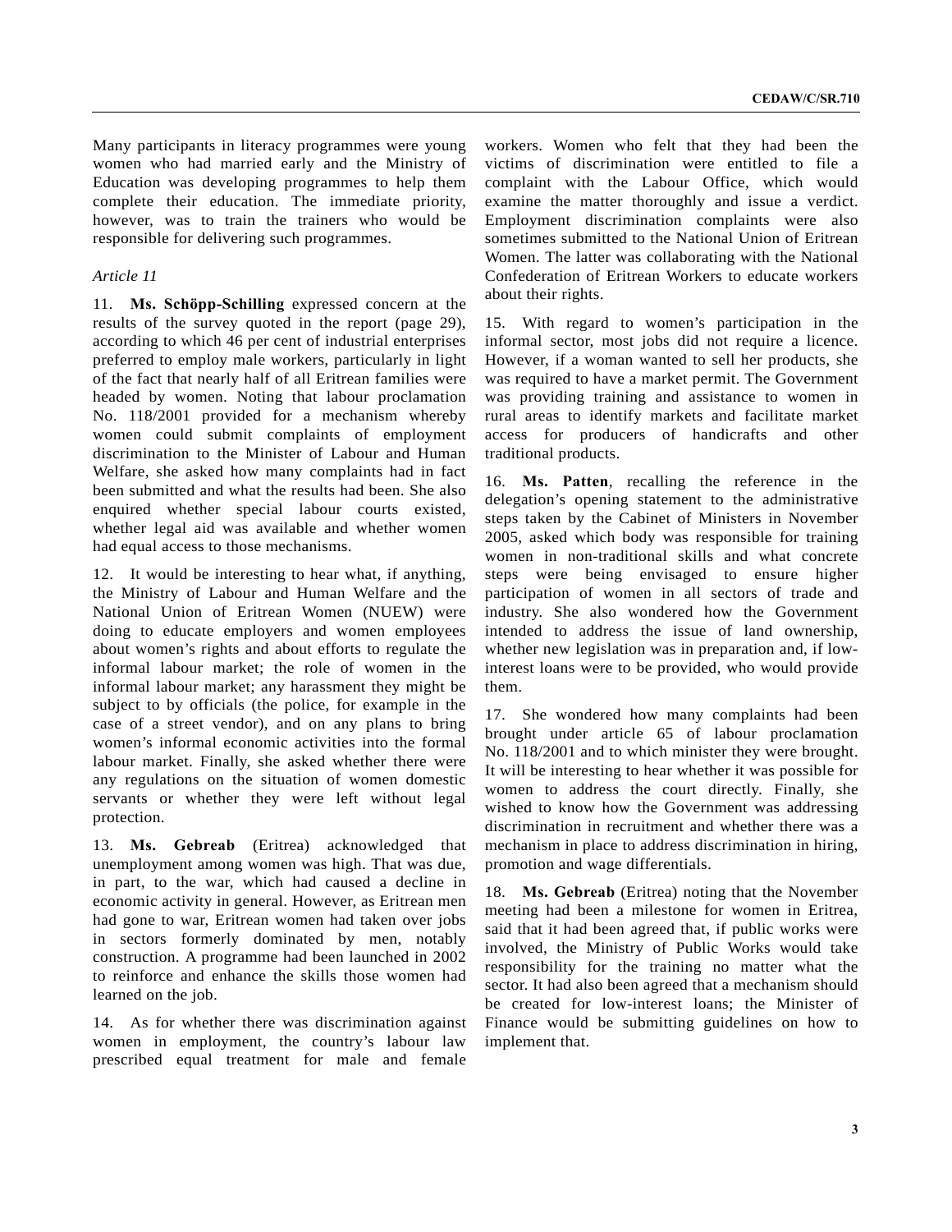Many participants in literacy programmes were young women who had married early and the Ministry of Education was developing programmes to help them complete their education. The immediate priority, however, was to train the trainers who would be responsible for delivering such programmes.

*Article 11*

11. **Ms. Schöpp-Schilling** expressed concern at the results of the survey quoted in the report (page 29), according to which 46 per cent of industrial enterprises preferred to employ male workers, particularly in light of the fact that nearly half of all Eritrean families were headed by women. Noting that labour proclamation No. 118/2001 provided for a mechanism whereby women could submit complaints of employment discrimination to the Minister of Labour and Human Welfare, she asked how many complaints had in fact been submitted and what the results had been. She also enquired whether special labour courts existed, whether legal aid was available and whether women had equal access to those mechanisms.

12. It would be interesting to hear what, if anything, the Ministry of Labour and Human Welfare and the National Union of Eritrean Women (NUEW) were doing to educate employers and women employees about women's rights and about efforts to regulate the informal labour market; the role of women in the informal labour market; any harassment they might be subject to by officials (the police, for example in the case of a street vendor), and on any plans to bring women's informal economic activities into the formal labour market. Finally, she asked whether there were any regulations on the situation of women domestic servants or whether they were left without legal protection.

13. **Ms. Gebreab** (Eritrea) acknowledged that unemployment among women was high. That was due, in part, to the war, which had caused a decline in economic activity in general. However, as Eritrean men had gone to war, Eritrean women had taken over jobs in sectors formerly dominated by men, notably construction. A programme had been launched in 2002 to reinforce and enhance the skills those women had learned on the job.

14. As for whether there was discrimination against women in employment, the country's labour law prescribed equal treatment for male and female workers. Women who felt that they had been the victims of discrimination were entitled to file a complaint with the Labour Office, which would examine the matter thoroughly and issue a verdict. Employment discrimination complaints were also sometimes submitted to the National Union of Eritrean Women. The latter was collaborating with the National Confederation of Eritrean Workers to educate workers about their rights.

15. With regard to women's participation in the informal sector, most jobs did not require a licence. However, if a woman wanted to sell her products, she was required to have a market permit. The Government was providing training and assistance to women in rural areas to identify markets and facilitate market access for producers of handicrafts and other traditional products.

16. **Ms. Patten**, recalling the reference in the delegation's opening statement to the administrative steps taken by the Cabinet of Ministers in November 2005, asked which body was responsible for training women in non-traditional skills and what concrete steps were being envisaged to ensure higher participation of women in all sectors of trade and industry. She also wondered how the Government intended to address the issue of land ownership, whether new legislation was in preparation and, if low-interest loans were to be provided, who would provide them.

17. She wondered how many complaints had been brought under article 65 of labour proclamation No. 118/2001 and to which minister they were brought. It will be interesting to hear whether it was possible for women to address the court directly. Finally, she wished to know how the Government was addressing discrimination in recruitment and whether there was a mechanism in place to address discrimination in hiring, promotion and wage differentials.

18. **Ms. Gebreab** (Eritrea) noting that the November meeting had been a milestone for women in Eritrea, said that it had been agreed that, if public works were involved, the Ministry of Public Works would take responsibility for the training no matter what the sector. It had also been agreed that a mechanism should be created for low-interest loans; the Minister of Finance would be submitting guidelines on how to implement that.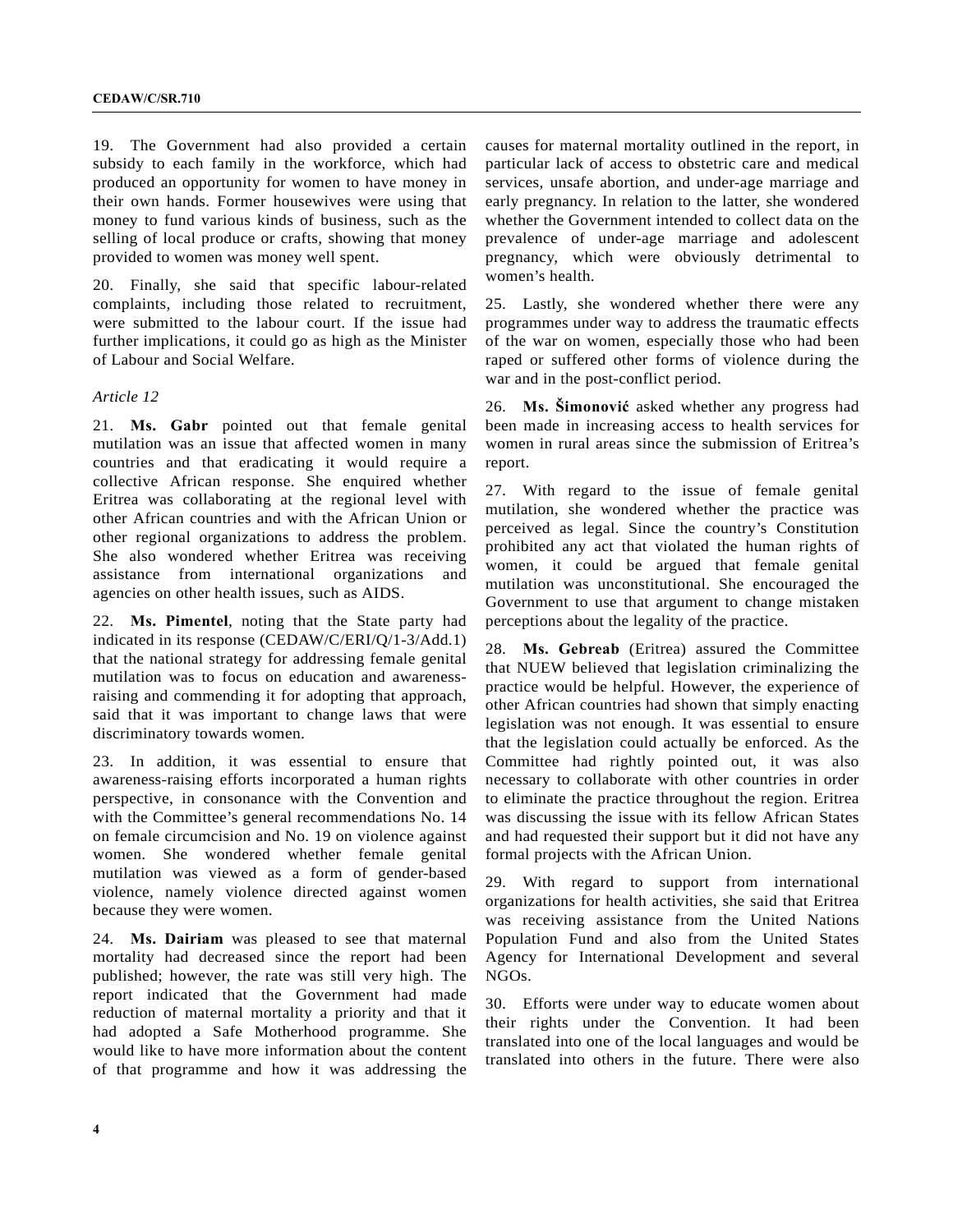19. The Government had also provided a certain subsidy to each family in the workforce, which had produced an opportunity for women to have money in their own hands. Former housewives were using that money to fund various kinds of business, such as the selling of local produce or crafts, showing that money provided to women was money well spent.

20. Finally, she said that specific labour-related complaints, including those related to recruitment, were submitted to the labour court. If the issue had further implications, it could go as high as the Minister of Labour and Social Welfare.

*Article 12*

21. **Ms. Gabr** pointed out that female genital mutilation was an issue that affected women in many countries and that eradicating it would require a collective African response. She enquired whether Eritrea was collaborating at the regional level with other African countries and with the African Union or other regional organizations to address the problem. She also wondered whether Eritrea was receiving assistance from international organizations and agencies on other health issues, such as AIDS.

22. **Ms. Pimentel**, noting that the State party had indicated in its response (CEDAW/C/ERI/Q/1-3/Add.1) that the national strategy for addressing female genital mutilation was to focus on education and awareness-raising and commending it for adopting that approach, said that it was important to change laws that were discriminatory towards women.

23. In addition, it was essential to ensure that awareness-raising efforts incorporated a human rights perspective, in consonance with the Convention and with the Committee's general recommendations No. 14 on female circumcision and No. 19 on violence against women. She wondered whether female genital mutilation was viewed as a form of gender-based violence, namely violence directed against women because they were women.

24. **Ms. Dairiam** was pleased to see that maternal mortality had decreased since the report had been published; however, the rate was still very high. The report indicated that the Government had made reduction of maternal mortality a priority and that it had adopted a Safe Motherhood programme. She would like to have more information about the content of that programme and how it was addressing the causes for maternal mortality outlined in the report, in particular lack of access to obstetric care and medical services, unsafe abortion, and under-age marriage and early pregnancy. In relation to the latter, she wondered whether the Government intended to collect data on the prevalence of under-age marriage and adolescent pregnancy, which were obviously detrimental to women's health.

25. Lastly, she wondered whether there were any programmes under way to address the traumatic effects of the war on women, especially those who had been raped or suffered other forms of violence during the war and in the post-conflict period.

26. **Ms. Šimonović** asked whether any progress had been made in increasing access to health services for women in rural areas since the submission of Eritrea's report.

27. With regard to the issue of female genital mutilation, she wondered whether the practice was perceived as legal. Since the country's Constitution prohibited any act that violated the human rights of women, it could be argued that female genital mutilation was unconstitutional. She encouraged the Government to use that argument to change mistaken perceptions about the legality of the practice.

28. **Ms. Gebreab** (Eritrea) assured the Committee that NUEW believed that legislation criminalizing the practice would be helpful. However, the experience of other African countries had shown that simply enacting legislation was not enough. It was essential to ensure that the legislation could actually be enforced. As the Committee had rightly pointed out, it was also necessary to collaborate with other countries in order to eliminate the practice throughout the region. Eritrea was discussing the issue with its fellow African States and had requested their support but it did not have any formal projects with the African Union.

29. With regard to support from international organizations for health activities, she said that Eritrea was receiving assistance from the United Nations Population Fund and also from the United States Agency for International Development and several NGOs.

30. Efforts were under way to educate women about their rights under the Convention. It had been translated into one of the local languages and would be translated into others in the future. There were also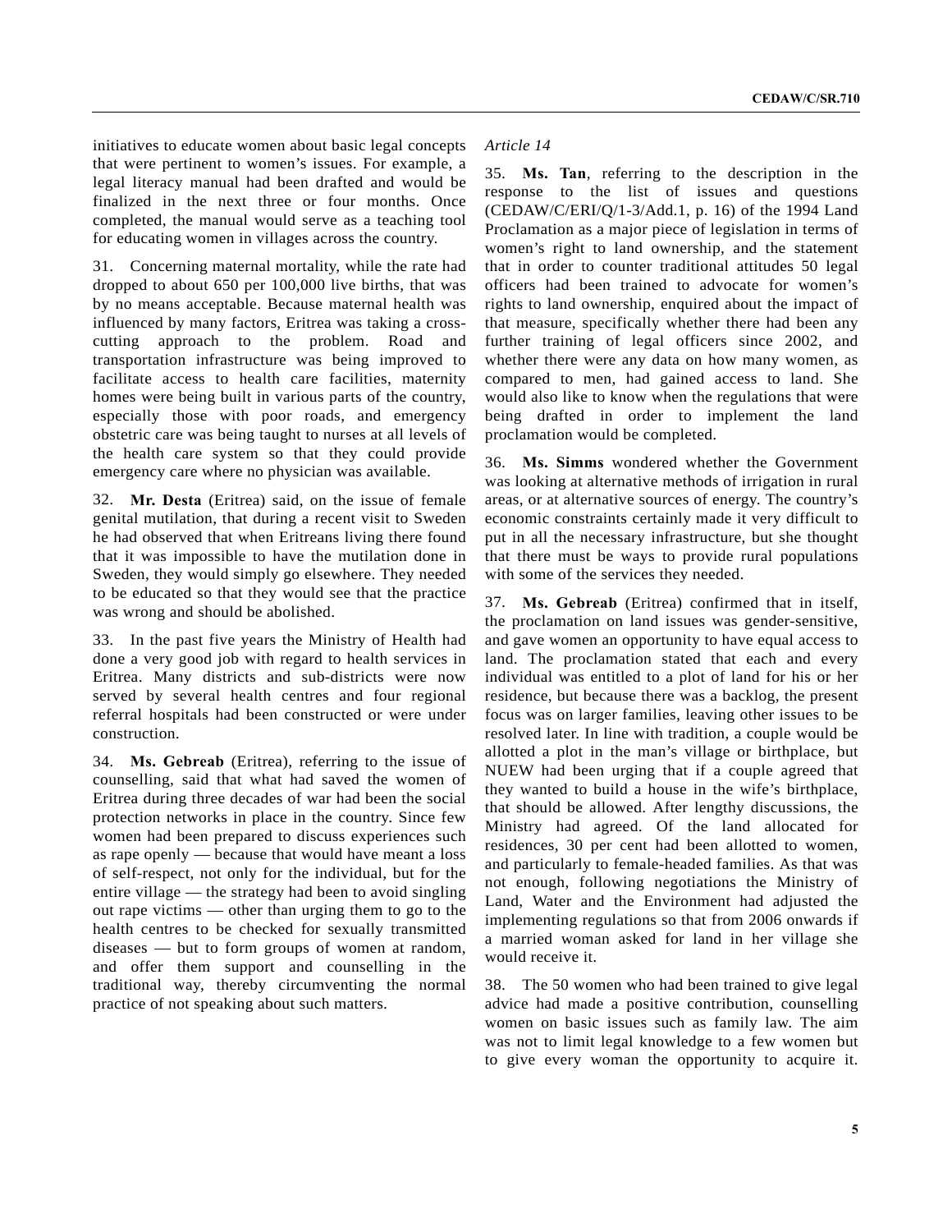initiatives to educate women about basic legal concepts that were pertinent to women's issues. For example, a legal literacy manual had been drafted and would be finalized in the next three or four months. Once completed, the manual would serve as a teaching tool for educating women in villages across the country.

31. Concerning maternal mortality, while the rate had dropped to about 650 per 100,000 live births, that was by no means acceptable. Because maternal health was influenced by many factors, Eritrea was taking a cross-cutting approach to the problem. Road and transportation infrastructure was being improved to facilitate access to health care facilities, maternity homes were being built in various parts of the country, especially those with poor roads, and emergency obstetric care was being taught to nurses at all levels of the health care system so that they could provide emergency care where no physician was available.

32. **Mr. Desta** (Eritrea) said, on the issue of female genital mutilation, that during a recent visit to Sweden he had observed that when Eritreans living there found that it was impossible to have the mutilation done in Sweden, they would simply go elsewhere. They needed to be educated so that they would see that the practice was wrong and should be abolished.

33. In the past five years the Ministry of Health had done a very good job with regard to health services in Eritrea. Many districts and sub-districts were now served by several health centres and four regional referral hospitals had been constructed or were under construction.

34. **Ms. Gebreab** (Eritrea), referring to the issue of counselling, said that what had saved the women of Eritrea during three decades of war had been the social protection networks in place in the country. Since few women had been prepared to discuss experiences such as rape openly — because that would have meant a loss of self-respect, not only for the individual, but for the entire village — the strategy had been to avoid singling out rape victims — other than urging them to go to the health centres to be checked for sexually transmitted diseases — but to form groups of women at random, and offer them support and counselling in the traditional way, thereby circumventing the normal practice of not speaking about such matters.

*Article 14*

35. **Ms. Tan**, referring to the description in the response to the list of issues and questions (CEDAW/C/ERI/Q/1-3/Add.1, p. 16) of the 1994 Land Proclamation as a major piece of legislation in terms of women's right to land ownership, and the statement that in order to counter traditional attitudes 50 legal officers had been trained to advocate for women's rights to land ownership, enquired about the impact of that measure, specifically whether there had been any further training of legal officers since 2002, and whether there were any data on how many women, as compared to men, had gained access to land. She would also like to know when the regulations that were being drafted in order to implement the land proclamation would be completed.

36. **Ms. Simms** wondered whether the Government was looking at alternative methods of irrigation in rural areas, or at alternative sources of energy. The country's economic constraints certainly made it very difficult to put in all the necessary infrastructure, but she thought that there must be ways to provide rural populations with some of the services they needed.

37. **Ms. Gebreab** (Eritrea) confirmed that in itself, the proclamation on land issues was gender-sensitive, and gave women an opportunity to have equal access to land. The proclamation stated that each and every individual was entitled to a plot of land for his or her residence, but because there was a backlog, the present focus was on larger families, leaving other issues to be resolved later. In line with tradition, a couple would be allotted a plot in the man's village or birthplace, but NUEW had been urging that if a couple agreed that they wanted to build a house in the wife's birthplace, that should be allowed. After lengthy discussions, the Ministry had agreed. Of the land allocated for residences, 30 per cent had been allotted to women, and particularly to female-headed families. As that was not enough, following negotiations the Ministry of Land, Water and the Environment had adjusted the implementing regulations so that from 2006 onwards if a married woman asked for land in her village she would receive it.

38. The 50 women who had been trained to give legal advice had made a positive contribution, counselling women on basic issues such as family law. The aim was not to limit legal knowledge to a few women but to give every woman the opportunity to acquire it.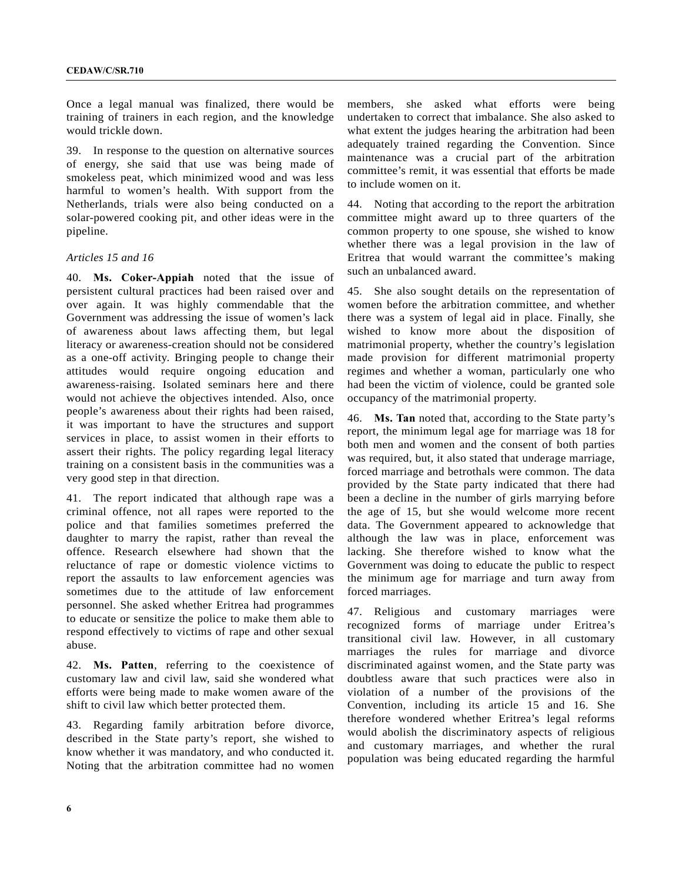Once a legal manual was finalized, there would be training of trainers in each region, and the knowledge would trickle down.

39. In response to the question on alternative sources of energy, she said that use was being made of smokeless peat, which minimized wood and was less harmful to women's health. With support from the Netherlands, trials were also being conducted on a solar-powered cooking pit, and other ideas were in the pipeline.

*Articles 15 and 16*

40. **Ms. Coker-Appiah** noted that the issue of persistent cultural practices had been raised over and over again. It was highly commendable that the Government was addressing the issue of women's lack of awareness about laws affecting them, but legal literacy or awareness-creation should not be considered as a one-off activity. Bringing people to change their attitudes would require ongoing education and awareness-raising. Isolated seminars here and there would not achieve the objectives intended. Also, once people's awareness about their rights had been raised, it was important to have the structures and support services in place, to assist women in their efforts to assert their rights. The policy regarding legal literacy training on a consistent basis in the communities was a very good step in that direction.

41. The report indicated that although rape was a criminal offence, not all rapes were reported to the police and that families sometimes preferred the daughter to marry the rapist, rather than reveal the offence. Research elsewhere had shown that the reluctance of rape or domestic violence victims to report the assaults to law enforcement agencies was sometimes due to the attitude of law enforcement personnel. She asked whether Eritrea had programmes to educate or sensitize the police to make them able to respond effectively to victims of rape and other sexual abuse.

42. **Ms. Patten**, referring to the coexistence of customary law and civil law, said she wondered what efforts were being made to make women aware of the shift to civil law which better protected them.

43. Regarding family arbitration before divorce, described in the State party's report, she wished to know whether it was mandatory, and who conducted it. Noting that the arbitration committee had no women members, she asked what efforts were being undertaken to correct that imbalance. She also asked to what extent the judges hearing the arbitration had been adequately trained regarding the Convention. Since maintenance was a crucial part of the arbitration committee's remit, it was essential that efforts be made to include women on it.

44. Noting that according to the report the arbitration committee might award up to three quarters of the common property to one spouse, she wished to know whether there was a legal provision in the law of Eritrea that would warrant the committee's making such an unbalanced award.

45. She also sought details on the representation of women before the arbitration committee, and whether there was a system of legal aid in place. Finally, she wished to know more about the disposition of matrimonial property, whether the country's legislation made provision for different matrimonial property regimes and whether a woman, particularly one who had been the victim of violence, could be granted sole occupancy of the matrimonial property.

46. **Ms. Tan** noted that, according to the State party's report, the minimum legal age for marriage was 18 for both men and women and the consent of both parties was required, but, it also stated that underage marriage, forced marriage and betrothals were common. The data provided by the State party indicated that there had been a decline in the number of girls marrying before the age of 15, but she would welcome more recent data. The Government appeared to acknowledge that although the law was in place, enforcement was lacking. She therefore wished to know what the Government was doing to educate the public to respect the minimum age for marriage and turn away from forced marriages.

47. Religious and customary marriages were recognized forms of marriage under Eritrea's transitional civil law. However, in all customary marriages the rules for marriage and divorce discriminated against women, and the State party was doubtless aware that such practices were also in violation of a number of the provisions of the Convention, including its article 15 and 16. She therefore wondered whether Eritrea's legal reforms would abolish the discriminatory aspects of religious and customary marriages, and whether the rural population was being educated regarding the harmful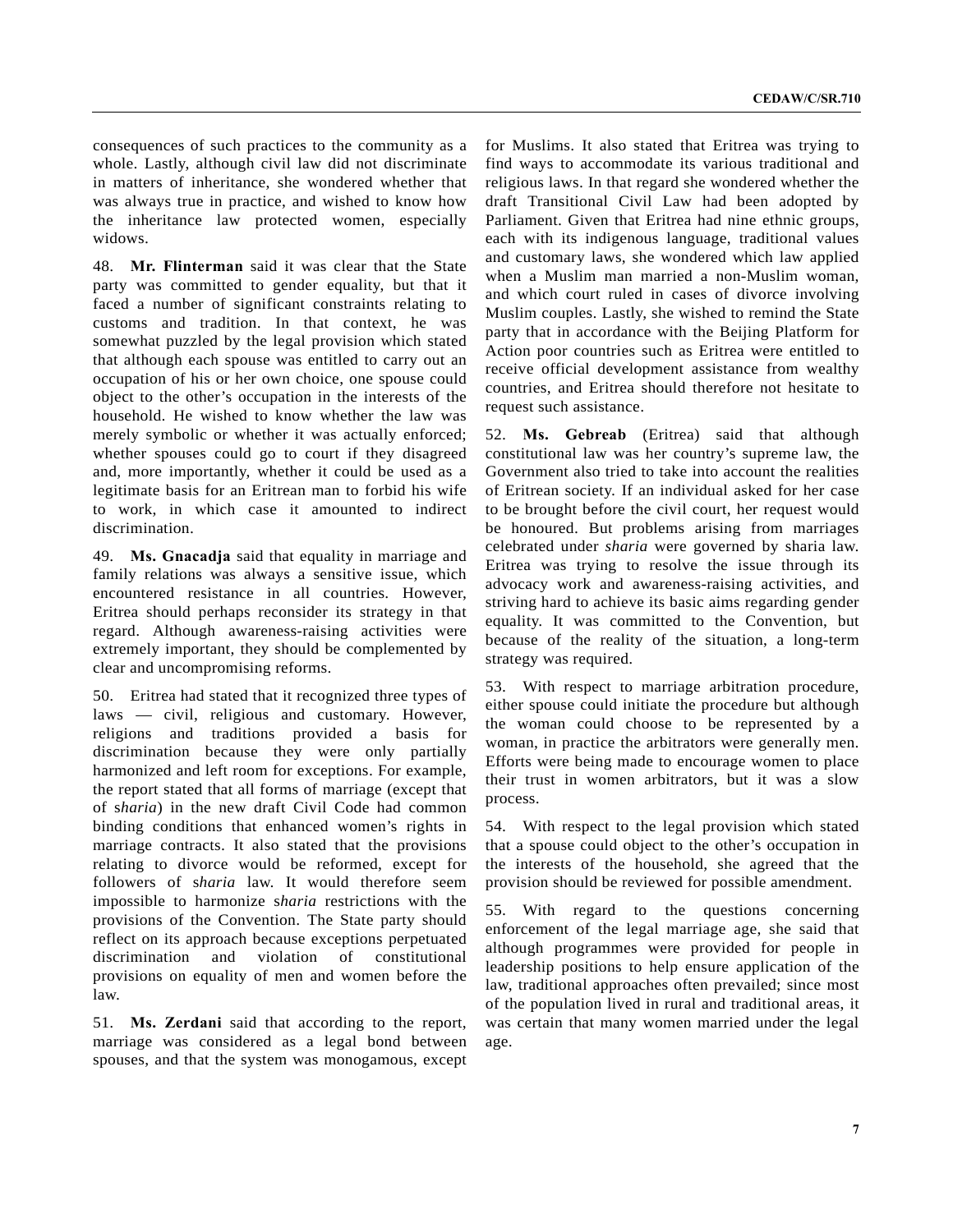consequences of such practices to the community as a whole. Lastly, although civil law did not discriminate in matters of inheritance, she wondered whether that was always true in practice, and wished to know how the inheritance law protected women, especially widows.

48. **Mr. Flinterman** said it was clear that the State party was committed to gender equality, but that it faced a number of significant constraints relating to customs and tradition. In that context, he was somewhat puzzled by the legal provision which stated that although each spouse was entitled to carry out an occupation of his or her own choice, one spouse could object to the other's occupation in the interests of the household. He wished to know whether the law was merely symbolic or whether it was actually enforced; whether spouses could go to court if they disagreed and, more importantly, whether it could be used as a legitimate basis for an Eritrean man to forbid his wife to work, in which case it amounted to indirect discrimination.

49. **Ms. Gnacadja** said that equality in marriage and family relations was always a sensitive issue, which encountered resistance in all countries. However, Eritrea should perhaps reconsider its strategy in that regard. Although awareness-raising activities were extremely important, they should be complemented by clear and uncompromising reforms.

50. Eritrea had stated that it recognized three types of laws — civil, religious and customary. However, religions and traditions provided a basis for discrimination because they were only partially harmonized and left room for exceptions. For example, the report stated that all forms of marriage (except that of s*haria*) in the new draft Civil Code had common binding conditions that enhanced women's rights in marriage contracts. It also stated that the provisions relating to divorce would be reformed, except for followers of s*haria* law. It would therefore seem impossible to harmonize s*haria* restrictions with the provisions of the Convention. The State party should reflect on its approach because exceptions perpetuated discrimination and violation of constitutional provisions on equality of men and women before the law.

51. **Ms. Zerdani** said that according to the report, marriage was considered as a legal bond between spouses, and that the system was monogamous, except for Muslims. It also stated that Eritrea was trying to find ways to accommodate its various traditional and religious laws. In that regard she wondered whether the draft Transitional Civil Law had been adopted by Parliament. Given that Eritrea had nine ethnic groups, each with its indigenous language, traditional values and customary laws, she wondered which law applied when a Muslim man married a non-Muslim woman, and which court ruled in cases of divorce involving Muslim couples. Lastly, she wished to remind the State party that in accordance with the Beijing Platform for Action poor countries such as Eritrea were entitled to receive official development assistance from wealthy countries, and Eritrea should therefore not hesitate to request such assistance.

52. **Ms. Gebreab** (Eritrea) said that although constitutional law was her country's supreme law, the Government also tried to take into account the realities of Eritrean society. If an individual asked for her case to be brought before the civil court, her request would be honoured. But problems arising from marriages celebrated under *sharia* were governed by sharia law. Eritrea was trying to resolve the issue through its advocacy work and awareness-raising activities, and striving hard to achieve its basic aims regarding gender equality. It was committed to the Convention, but because of the reality of the situation, a long-term strategy was required.

53. With respect to marriage arbitration procedure, either spouse could initiate the procedure but although the woman could choose to be represented by a woman, in practice the arbitrators were generally men. Efforts were being made to encourage women to place their trust in women arbitrators, but it was a slow process.

54. With respect to the legal provision which stated that a spouse could object to the other's occupation in the interests of the household, she agreed that the provision should be reviewed for possible amendment.

55. With regard to the questions concerning enforcement of the legal marriage age, she said that although programmes were provided for people in leadership positions to help ensure application of the law, traditional approaches often prevailed; since most of the population lived in rural and traditional areas, it was certain that many women married under the legal age.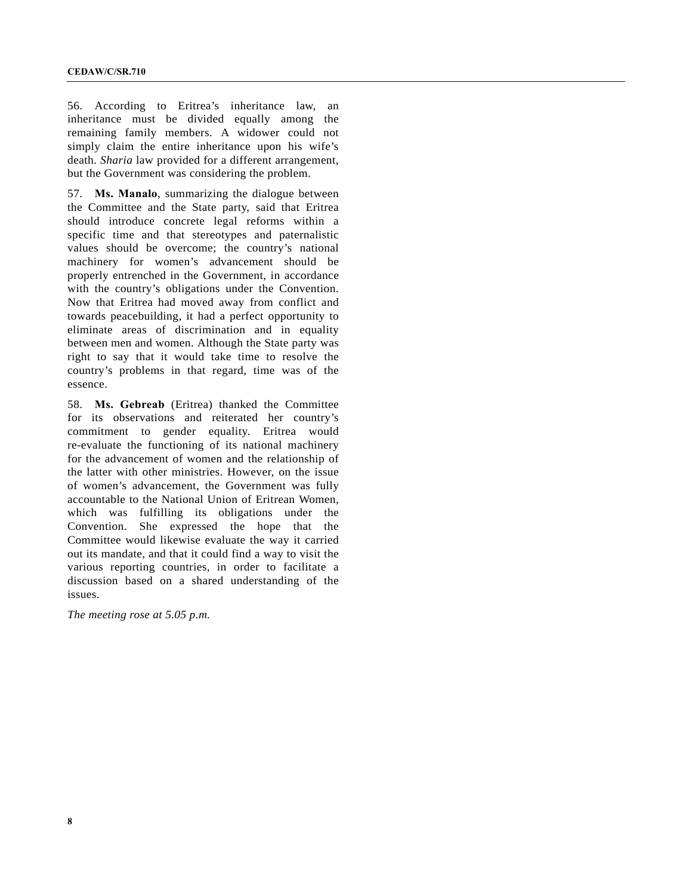56. According to Eritrea’s inheritance law, an inheritance must be divided equally among the remaining family members. A widower could not simply claim the entire inheritance upon his wife’s death. *Sharia* law provided for a different arrangement, but the Government was considering the problem.

57. **Ms. Manalo**, summarizing the dialogue between the Committee and the State party, said that Eritrea should introduce concrete legal reforms within a specific time and that stereotypes and paternalistic values should be overcome; the country’s national machinery for women’s advancement should be properly entrenched in the Government, in accordance with the country’s obligations under the Convention. Now that Eritrea had moved away from conflict and towards peacebuilding, it had a perfect opportunity to eliminate areas of discrimination and in equality between men and women. Although the State party was right to say that it would take time to resolve the country’s problems in that regard, time was of the essence.

58. **Ms. Gebreab** (Eritrea) thanked the Committee for its observations and reiterated her country’s commitment to gender equality. Eritrea would re-evaluate the functioning of its national machinery for the advancement of women and the relationship of the latter with other ministries. However, on the issue of women’s advancement, the Government was fully accountable to the National Union of Eritrean Women, which was fulfilling its obligations under the Convention. She expressed the hope that the Committee would likewise evaluate the way it carried out its mandate, and that it could find a way to visit the various reporting countries, in order to facilitate a discussion based on a shared understanding of the issues.

*The meeting rose at 5.05 p.m.*